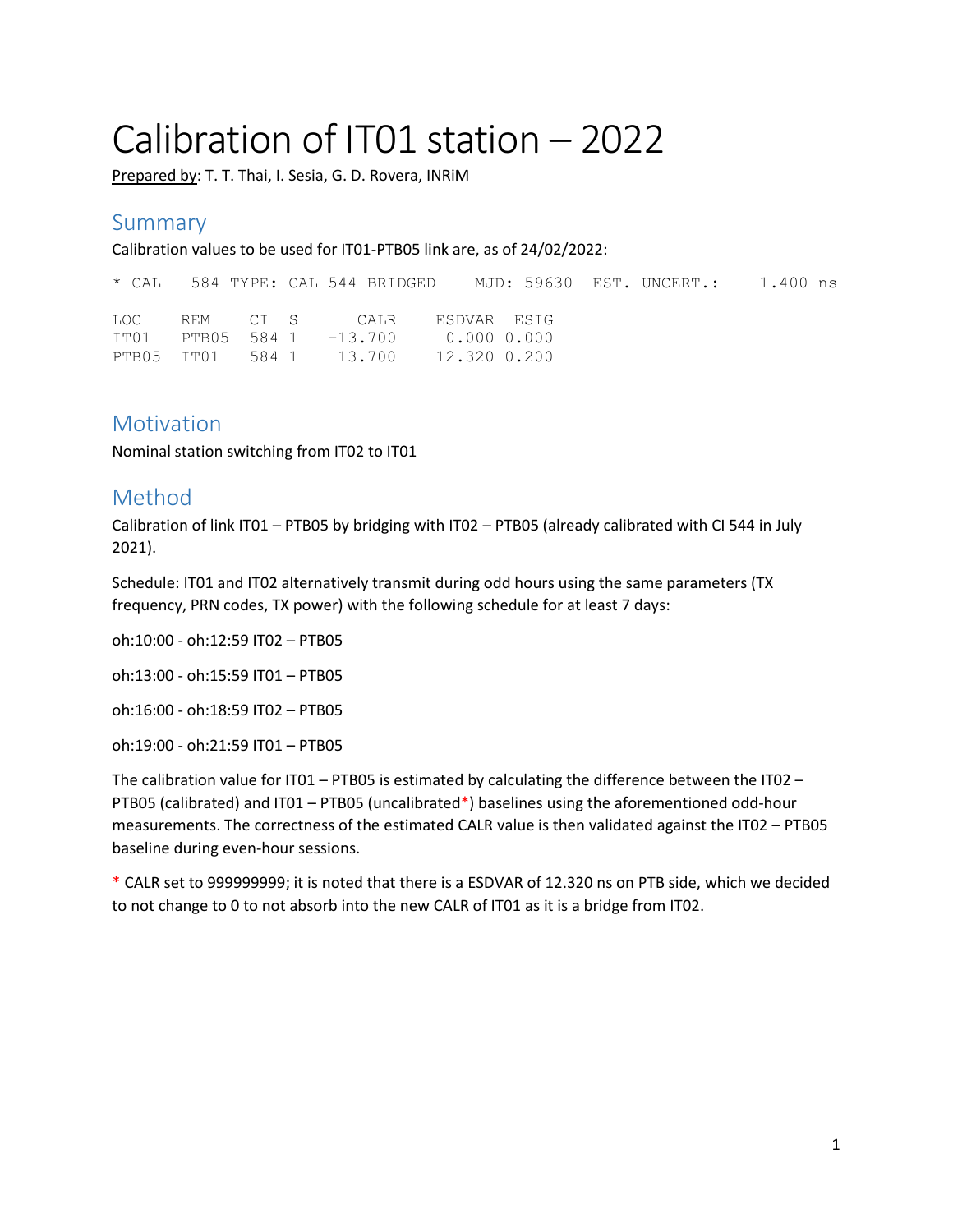# Calibration of IT01 station – 2022

Prepared by: T. T. Thai, I. Sesia, G. D. Rovera, INRiM

## Summary

Calibration values to be used for IT01-PTB05 link are, as of 24/02/2022:

```
* CAL   584 TYPE: CAL 544 BRIDGED    MJD: 59630  EST. UNCERT.:    1.400 ns

LOC    REM    CI  S      CALR    ESDVAR  ESIG
IT01   PTB05  584 1   -13.700     0.000 0.000
PTB05  IT01   584 1    13.700    12.320 0.200
```

## Motivation

Nominal station switching from IT02 to IT01

## Method

Calibration of link IT01 – PTB05 by bridging with IT02 – PTB05 (already calibrated with CI 544 in July 2021).

Schedule: IT01 and IT02 alternatively transmit during odd hours using the same parameters (TX frequency, PRN codes, TX power) with the following schedule for at least 7 days:

oh:10:00 - oh:12:59 IT02 – PTB05

oh:13:00 - oh:15:59 IT01 – PTB05

oh:16:00 - oh:18:59 IT02 – PTB05

oh:19:00 - oh:21:59 IT01 – PTB05

The calibration value for IT01 – PTB05 is estimated by calculating the difference between the IT02 – PTB05 (calibrated) and IT01 – PTB05 (uncalibrated*) baselines using the aforementioned odd-hour measurements. The correctness of the estimated CALR value is then validated against the IT02 – PTB05 baseline during even-hour sessions.

* CALR set to 999999999; it is noted that there is a ESDVAR of 12.320 ns on PTB side, which we decided to not change to 0 to not absorb into the new CALR of IT01 as it is a bridge from IT02.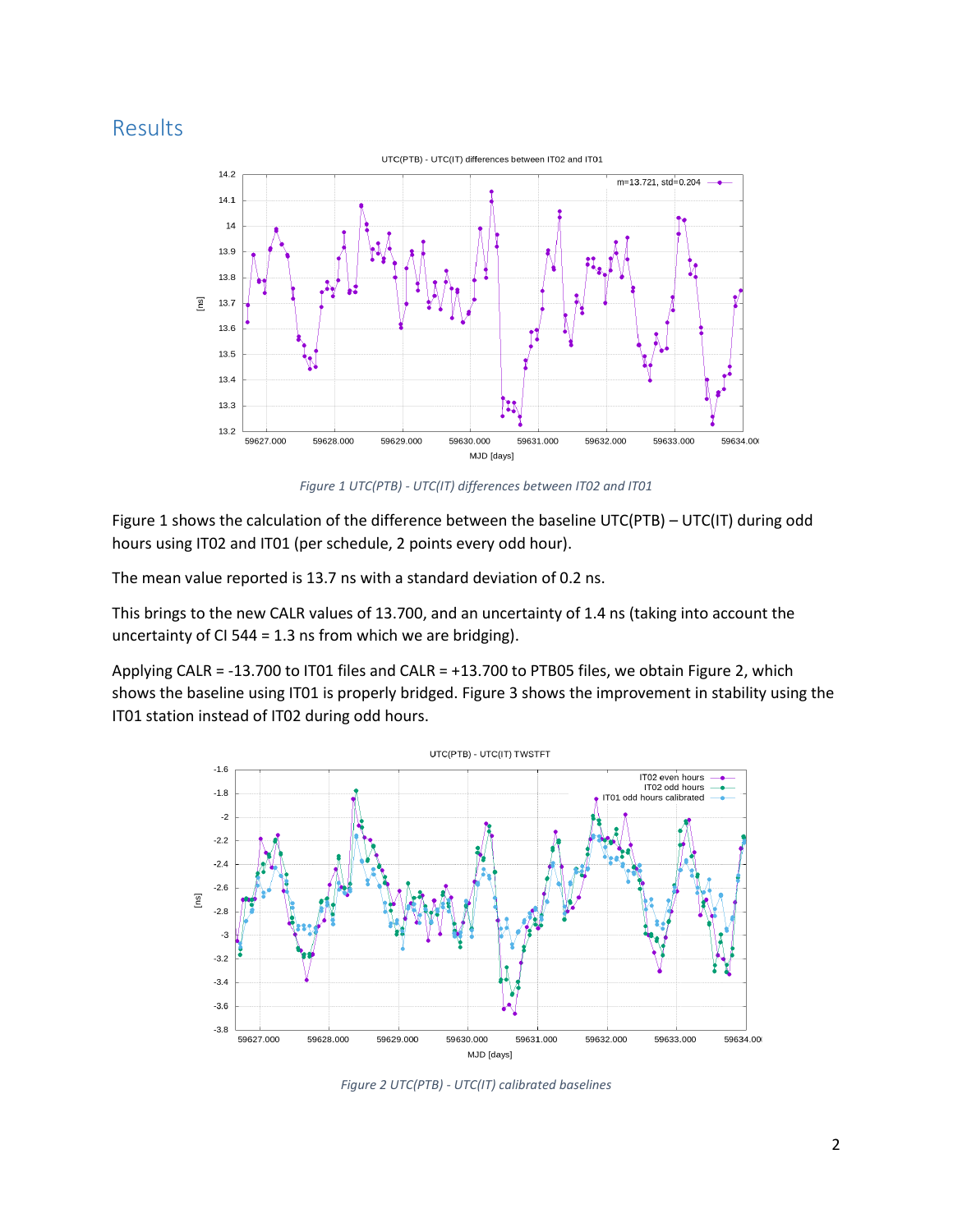## Results

Figure 1 UTC(PTB) - UTC(IT) differences between IT02 and IT01

Figure 1 shows the calculation of the difference between the baseline UTC(PTB) – UTC(IT) during odd hours using IT02 and IT01 (per schedule, 2 points every odd hour).

The mean value reported is 13.7 ns with a standard deviation of 0.2 ns.

This brings to the new CALR values of 13.700, and an uncertainty of 1.4 ns (taking into account the uncertainty of CI 544 = 1.3 ns from which we are bridging).

Applying CALR = -13.700 to IT01 files and CALR = +13.700 to PTB05 files, we obtain Figure 2, which shows the baseline using IT01 is properly bridged. Figure 3 shows the improvement in stability using the IT01 station instead of IT02 during odd hours.

Figure 2 UTC(PTB) - UTC(IT) calibrated baselines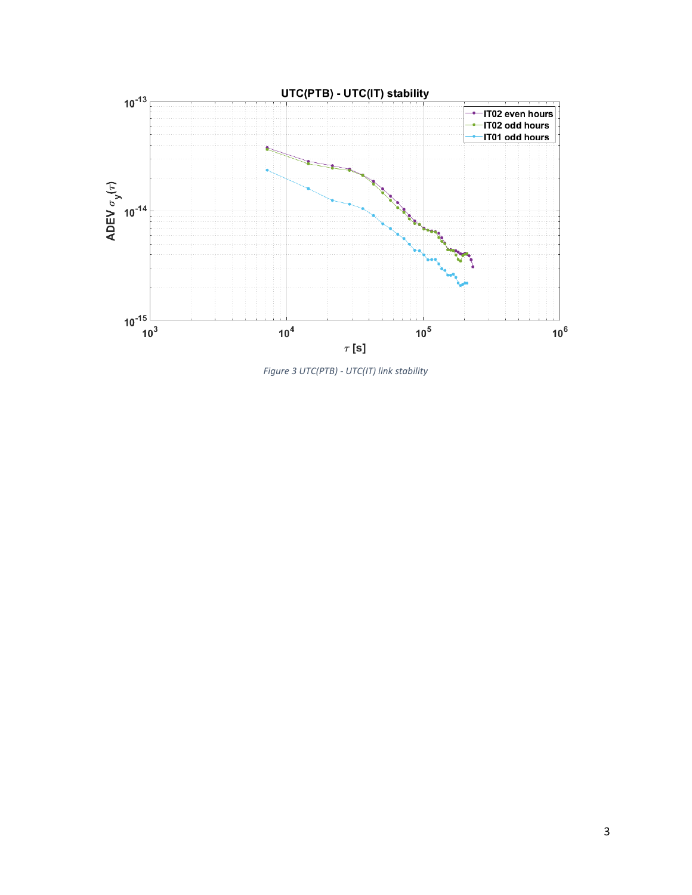UTC(PTB) - UTC(IT) stability

ADEV $\sigma_y(\tau)$

$10^{-13}$

$10^{-14}$

$10^{-15}$

$10^3$

$10^4$

$10^5$

$10^6$

$\tau$ [s]

IT02 even hours

IT02 odd hours

IT01 odd hours

*Figure 3 UTC(PTB) - UTC(IT) link stability*